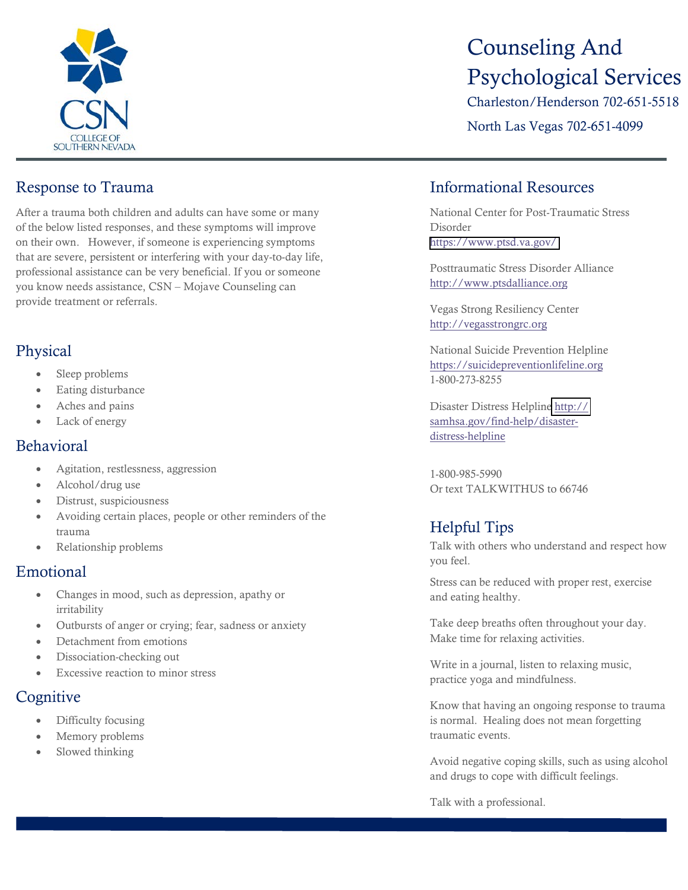# Counseling And Psychological Services

Charleston/Henderson 702-651-5518

North Las Vegas 702-651-4099

## Response to Trauma

After a trauma both children and adults can have some or many of the below listed responses, and these symptoms will improve on their own. However, if someone is experiencing symptoms that are severe, persistent or interfering with your day-to-day life, professional assistance can be very beneficial. If you or someone you know needs assistance, CSN – Mojave Counseling can provide treatment or referrals.

## Physical

- Sleep problems
- Eating disturbance
- Aches and pains
- Lack of energy

## Behavioral

- Agitation, restlessness, aggression
- Alcohol/drug use
- Distrust, suspiciousness
- Avoiding certain places, people or other reminders of the trauma
- Relationship problems

## Emotional

- Changes in mood, such as depression, apathy or irritability
- Outbursts of anger or crying; fear, sadness or anxiety
- Detachment from emotions
- Dissociation-checking out
- Excessive reaction to minor stress

## Cognitive

- Difficulty focusing
- Memory problems
- Slowed thinking

## Informational Resources

National Center for Post-Traumatic Stress Disorder
https://www.ptsd.va.gov/

Posttraumatic Stress Disorder Alliance
http://www.ptsdalliance.org

Vegas Strong Resiliency Center
http://vegasstrongrc.org

National Suicide Prevention Helpline
https://suicidepreventionlifeline.org
1-800-273-8255

Disaster Distress Helpline http://samhsa.gov/find-help/disaster-distress-helpline

1-800-985-5990
Or text TALKWITHUS to 66746

## Helpful Tips

Talk with others who understand and respect how you feel.

Stress can be reduced with proper rest, exercise and eating healthy.

Take deep breaths often throughout your day. Make time for relaxing activities.

Write in a journal, listen to relaxing music, practice yoga and mindfulness.

Know that having an ongoing response to trauma is normal. Healing does not mean forgetting traumatic events.

Avoid negative coping skills, such as using alcohol and drugs to cope with difficult feelings.

Talk with a professional.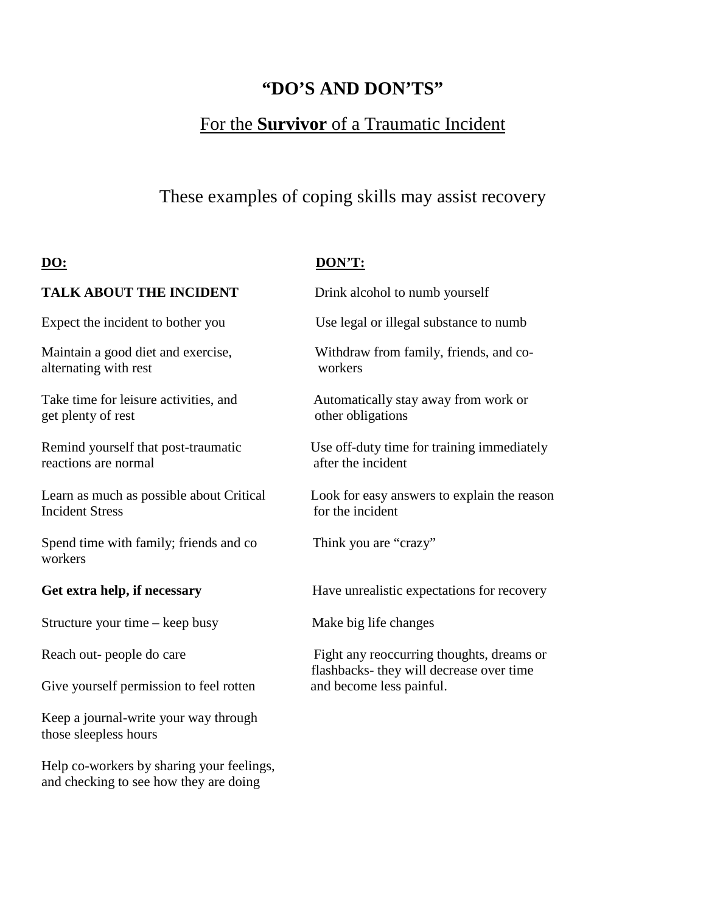# "DO'S AND DON'TS"

## For the **Survivor** of a Traumatic Incident

These examples of coping skills may assist recovery

**DO:**

**TALK ABOUT THE INCIDENT**

Expect the incident to bother you

Maintain a good diet and exercise, alternating with rest

Take time for leisure activities, and get plenty of rest

Remind yourself that post-traumatic reactions are normal

Learn as much as possible about Critical Incident Stress

Spend time with family; friends and co workers

**Get extra help, if necessary**

Structure your time – keep busy

Reach out- people do care

Give yourself permission to feel rotten

Keep a journal-write your way through those sleepless hours

Help co-workers by sharing your feelings, and checking to see how they are doing

**DON'T:**

Drink alcohol to numb yourself

Use legal or illegal substance to numb

Withdraw from family, friends, and co-workers

Automatically stay away from work or other obligations

Use off-duty time for training immediately after the incident

Look for easy answers to explain the reason for the incident

Think you are "crazy"

Have unrealistic expectations for recovery

Make big life changes

Fight any reoccurring thoughts, dreams or flashbacks- they will decrease over time and become less painful.